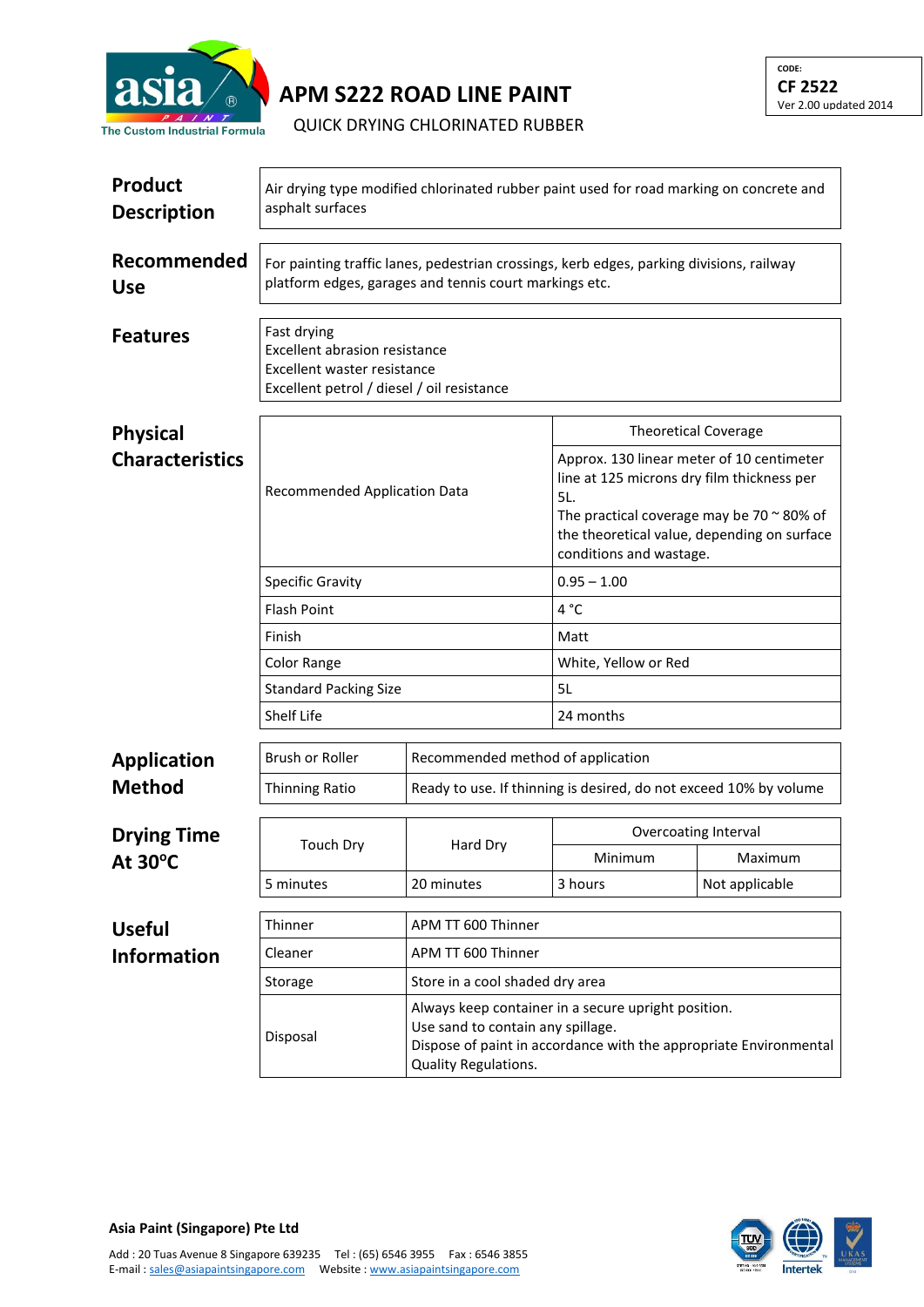# APM S222 ROAD LINE PAINT

QUICK DRYING CHLORINATED RUBBER

CODE:
**CF 2522**
Ver 2.00 updated 2014

## Product Description

Air drying type modified chlorinated rubber paint used for road marking on concrete and asphalt surfaces

## Recommended Use

For painting traffic lanes, pedestrian crossings, kerb edges, parking divisions, railway platform edges, garages and tennis court markings etc.

## Features

Fast drying
Excellent abrasion resistance
Excellent waster resistance
Excellent petrol / diesel / oil resistance

## Physical Characteristics

| | Theoretical Coverage |
|---|---|
| Recommended Application Data | Approx. 130 linear meter of 10 centimeter line at 125 microns dry film thickness per 5L. The practical coverage may be 70 ~ 80% of the theoretical value, depending on surface conditions and wastage. |
| Specific Gravity | 0.95 – 1.00 |
| Flash Point | 4 °C |
| Finish | Matt |
| Color Range | White, Yellow or Red |
| Standard Packing Size | 5L |
| Shelf Life | 24 months |

## Application Method

| | |
|---|---|
| Brush or Roller | Recommended method of application |
| Thinning Ratio | Ready to use. If thinning is desired, do not exceed 10% by volume |

## Drying Time At 30°C

| Touch Dry | Hard Dry | Overcoating Interval | |
|---|---|---|---|
| | | Minimum | Maximum |
| 5 minutes | 20 minutes | 3 hours | Not applicable |

## Useful Information

| | |
|---|---|
| Thinner | APM TT 600 Thinner |
| Cleaner | APM TT 600 Thinner |
| Storage | Store in a cool shaded dry area |
| Disposal | Always keep container in a secure upright position. Use sand to contain any spillage. Dispose of paint in accordance with the appropriate Environmental Quality Regulations. |

**Asia Paint (Singapore) Pte Ltd**

Add : 20 Tuas Avenue 8 Singapore 639235 Tel : (65) 6546 3955 Fax : 6546 3855
E-mail : sales@asiapaintsingapore.com Website : www.asiapaintsingapore.com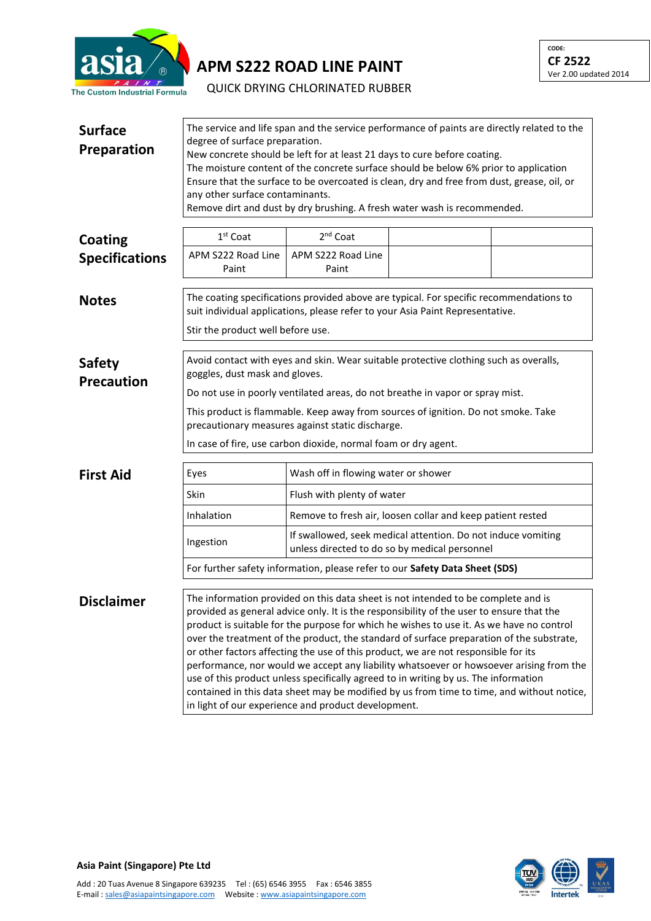# APM S222 ROAD LINE PAINT

QUICK DRYING CHLORINATED RUBBER

CODE:
**CF 2522**
Ver 2.00 updated 2014

## Surface Preparation

The service and life span and the service performance of paints are directly related to the degree of surface preparation.
New concrete should be left for at least 21 days to cure before coating.
The moisture content of the concrete surface should be below 6% prior to application
Ensure that the surface to be overcoated is clean, dry and free from dust, grease, oil, or any other surface contaminants.
Remove dirt and dust by dry brushing. A fresh water wash is recommended.

## Coating Specifications

| 1st Coat | 2nd Coat | | |
|---|---|---|---|
| APM S222 Road Line Paint | APM S222 Road Line Paint | | |

## Notes

The coating specifications provided above are typical. For specific recommendations to suit individual applications, please refer to your Asia Paint Representative.

Stir the product well before use.

## Safety Precaution

Avoid contact with eyes and skin. Wear suitable protective clothing such as overalls, goggles, dust mask and gloves.

Do not use in poorly ventilated areas, do not breathe in vapor or spray mist.

This product is flammable. Keep away from sources of ignition. Do not smoke. Take precautionary measures against static discharge.

In case of fire, use carbon dioxide, normal foam or dry agent.

## First Aid

| | |
|---|---|
| Eyes | Wash off in flowing water or shower |
| Skin | Flush with plenty of water |
| Inhalation | Remove to fresh air, loosen collar and keep patient rested |
| Ingestion | If swallowed, seek medical attention. Do not induce vomiting unless directed to do so by medical personnel |

For further safety information, please refer to our **Safety Data Sheet (SDS)**

## Disclaimer

The information provided on this data sheet is not intended to be complete and is provided as general advice only. It is the responsibility of the user to ensure that the product is suitable for the purpose for which he wishes to use it. As we have no control over the treatment of the product, the standard of surface preparation of the substrate, or other factors affecting the use of this product, we are not responsible for its performance, nor would we accept any liability whatsoever or howsoever arising from the use of this product unless specifically agreed to in writing by us. The information contained in this data sheet may be modified by us from time to time, and without notice, in light of our experience and product development.

**Asia Paint (Singapore) Pte Ltd**

Add : 20 Tuas Avenue 8 Singapore 639235 Tel : (65) 6546 3955 Fax : 6546 3855
E-mail : sales@asiapaintsingapore.com Website : www.asiapaintsingapore.com